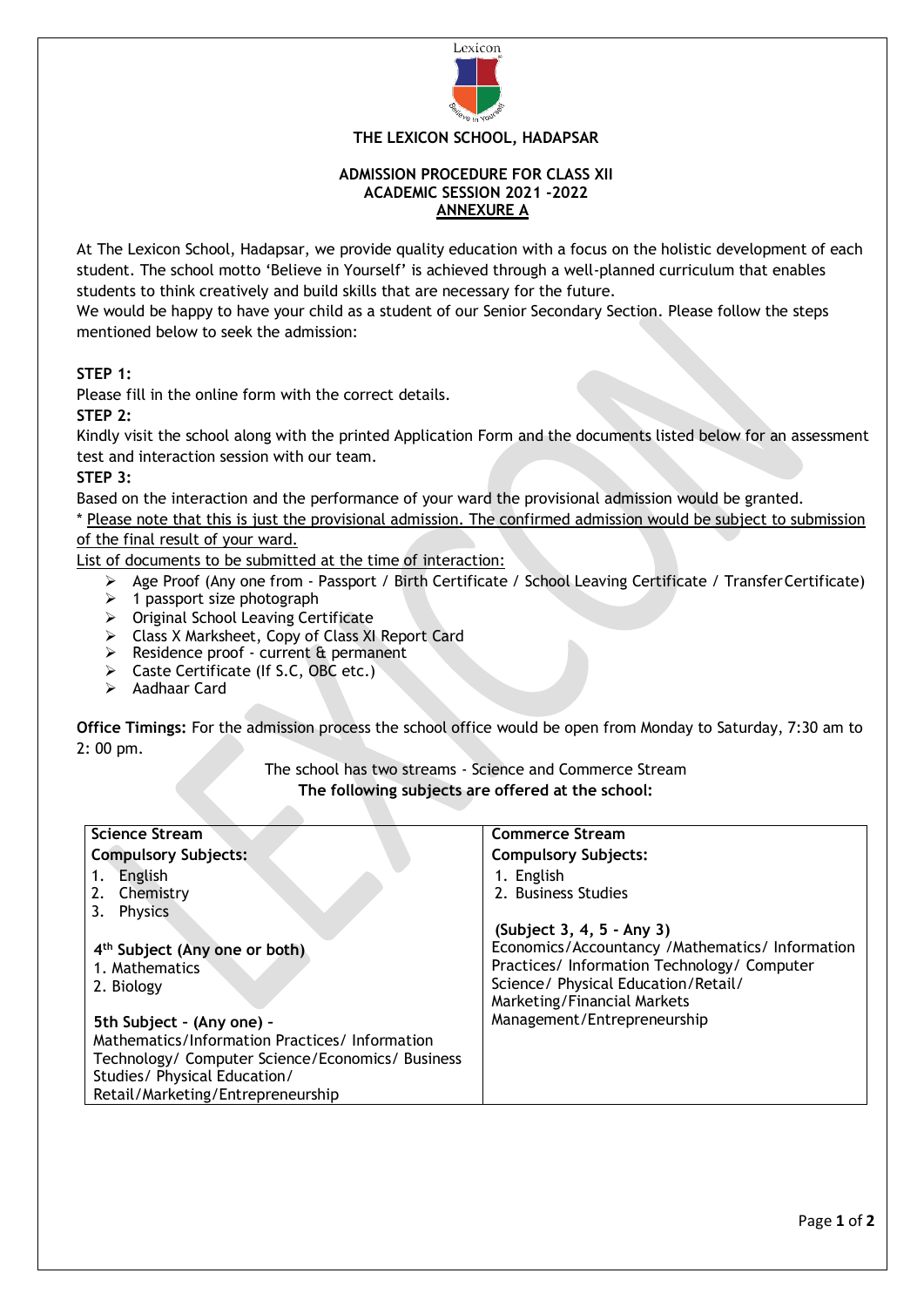Lexicon

Believe in Yourself

# THE LEXICON SCHOOL, HADAPSAR

## ADMISSION PROCEDURE FOR CLASS XII
## ACADEMIC SESSION 2021 -2022
## ANNEXURE A

At The Lexicon School, Hadapsar, we provide quality education with a focus on the holistic development of each student. The school motto 'Believe in Yourself' is achieved through a well-planned curriculum that enables students to think creatively and build skills that are necessary for the future.

We would be happy to have your child as a student of our Senior Secondary Section. Please follow the steps mentioned below to seek the admission:

**STEP 1:**

Please fill in the online form with the correct details.

**STEP 2:**

Kindly visit the school along with the printed Application Form and the documents listed below for an assessment test and interaction session with our team.

**STEP 3:**

Based on the interaction and the performance of your ward the provisional admission would be granted.

\* Please note that this is just the provisional admission. The confirmed admission would be subject to submission of the final result of your ward.

List of documents to be submitted at the time of interaction:

- Age Proof (Any one from - Passport / Birth Certificate / School Leaving Certificate / Transfer Certificate)
- 1 passport size photograph
- Original School Leaving Certificate
- Class X Marksheet, Copy of Class XI Report Card
- Residence proof - current & permanent
- Caste Certificate (If S.C, OBC etc.)
- Aadhaar Card

**Office Timings:** For the admission process the school office would be open from Monday to Saturday, 7:30 am to 2: 00 pm.

The school has two streams - Science and Commerce Stream

**The following subjects are offered at the school:**

| **Science Stream** | **Commerce Stream** |
|---|---|
| **Compulsory Subjects:**<br>1. English<br>2. Chemistry<br>3. Physics<br><br>**4th Subject (Any one or both)**<br>1. Mathematics<br>2. Biology<br><br>**5th Subject – (Any one) –**<br>Mathematics/Information Practices/ Information Technology/ Computer Science/Economics/ Business Studies/ Physical Education/ Retail/Marketing/Entrepreneurship | **Compulsory Subjects:**<br>1. English<br>2. Business Studies<br><br>**(Subject 3, 4, 5 - Any 3)**<br>Economics/Accountancy /Mathematics/ Information Practices/ Information Technology/ Computer Science/ Physical Education/Retail/ Marketing/Financial Markets Management/Entrepreneurship |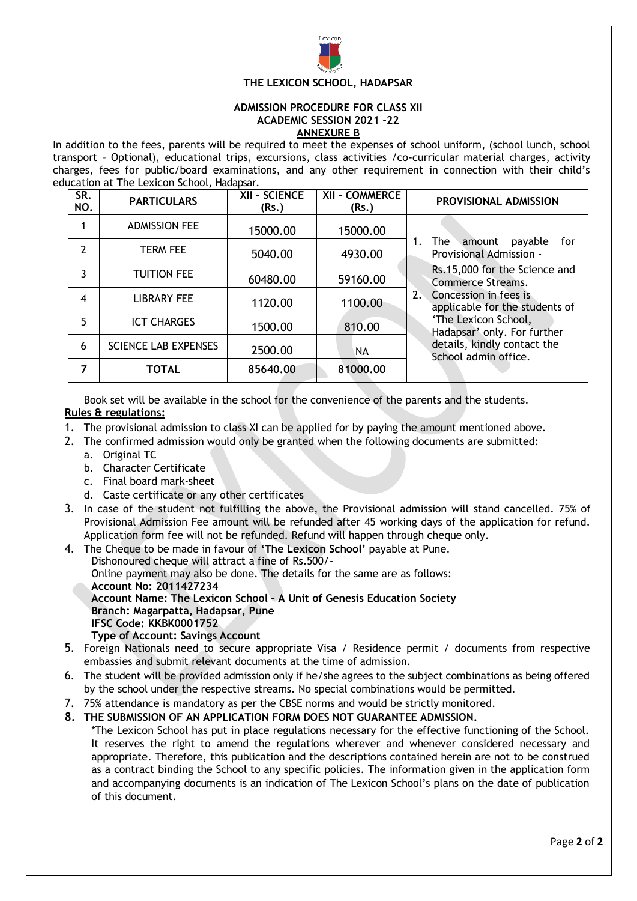# THE LEXICON SCHOOL, HADAPSAR

## ADMISSION PROCEDURE FOR CLASS XII
## ACADEMIC SESSION 2021 -22
## ANNEXURE B

In addition to the fees, parents will be required to meet the expenses of school uniform, (school lunch, school transport – Optional), educational trips, excursions, class activities /co-curricular material charges, activity charges, fees for public/board examinations, and any other requirement in connection with their child's education at The Lexicon School, Hadapsar.

| SR. NO. | PARTICULARS | XII - SCIENCE (Rs.) | XII - COMMERCE (Rs.) | PROVISIONAL ADMISSION |
|---|---|---|---|---|
| 1 | ADMISSION FEE | 15000.00 | 15000.00 | 1. The amount payable for Provisional Admission - Rs.15,000 for the Science and Commerce Streams. 2. Concession in fees is applicable for the students of 'The Lexicon School, Hadapsar' only. For further details, kindly contact the School admin office. |
| 2 | TERM FEE | 5040.00 | 4930.00 | |
| 3 | TUITION FEE | 60480.00 | 59160.00 | |
| 4 | LIBRARY FEE | 1120.00 | 1100.00 | |
| 5 | ICT CHARGES | 1500.00 | 810.00 | |
| 6 | SCIENCE LAB EXPENSES | 2500.00 | NA | |
| **7** | **TOTAL** | **85640.00** | **81000.00** | |

Book set will be available in the school for the convenience of the parents and the students.

**Rules & regulations:**

1. The provisional admission to class XI can be applied for by paying the amount mentioned above.
2. The confirmed admission would only be granted when the following documents are submitted:
   a. Original TC
   b. Character Certificate
   c. Final board mark-sheet
   d. Caste certificate or any other certificates
3. In case of the student not fulfilling the above, the Provisional admission will stand cancelled. 75% of Provisional Admission Fee amount will be refunded after 45 working days of the application for refund. Application form fee will not be refunded. Refund will happen through cheque only.
4. The Cheque to be made in favour of **'The Lexicon School'** payable at Pune.
   Dishonoured cheque will attract a fine of Rs.500/-
   Online payment may also be done. The details for the same are as follows:
   **Account No: 2011427234**
   **Account Name: The Lexicon School – A Unit of Genesis Education Society**
   **Branch: Magarpatta, Hadapsar, Pune**
   **IFSC Code: KKBK0001752**
   **Type of Account: Savings Account**
5. Foreign Nationals need to secure appropriate Visa / Residence permit / documents from respective embassies and submit relevant documents at the time of admission.
6. The student will be provided admission only if he/she agrees to the subject combinations as being offered by the school under the respective streams. No special combinations would be permitted.
7. 75% attendance is mandatory as per the CBSE norms and would be strictly monitored.
8. **THE SUBMISSION OF AN APPLICATION FORM DOES NOT GUARANTEE ADMISSION.**

*The Lexicon School has put in place regulations necessary for the effective functioning of the School. It reserves the right to amend the regulations wherever and whenever considered necessary and appropriate. Therefore, this publication and the descriptions contained herein are not to be construed as a contract binding the School to any specific policies. The information given in the application form and accompanying documents is an indication of The Lexicon School's plans on the date of publication of this document.